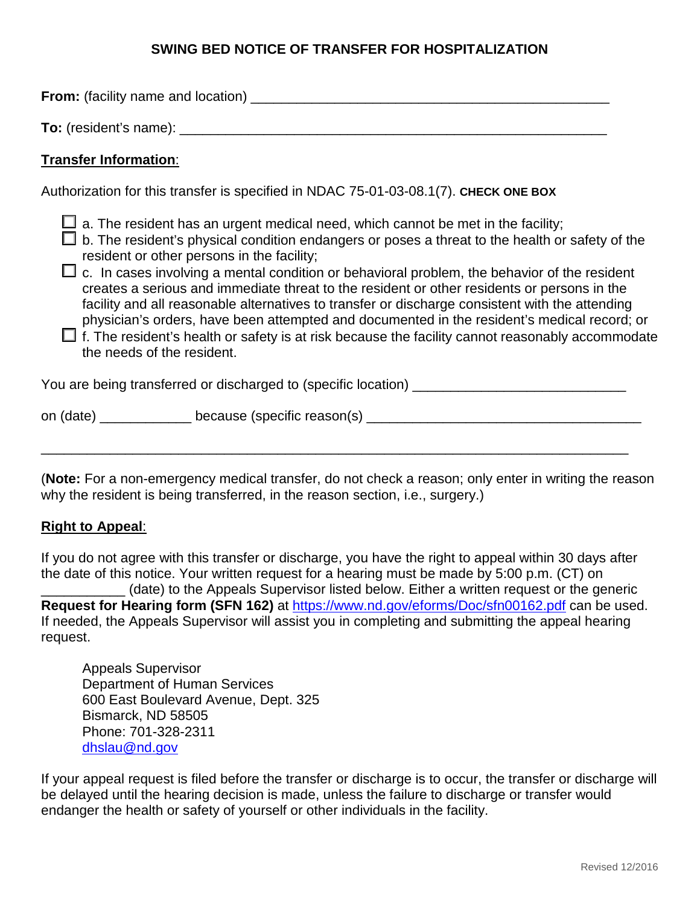## SWING BED NOTICE OF TRANSFER FOR HOSPITALIZATION

**From:** (facility name and location) ______________________________________________

**To:** (resident's name): ______________________________________________________

**Transfer Information**:

Authorization for this transfer is specified in NDAC 75-01-03-08.1(7). **CHECK ONE BOX**

- ☐ a. The resident has an urgent medical need, which cannot be met in the facility;
- ☐ b. The resident's physical condition endangers or poses a threat to the health or safety of the resident or other persons in the facility;
- ☐ c. In cases involving a mental condition or behavioral problem, the behavior of the resident creates a serious and immediate threat to the resident or other residents or persons in the facility and all reasonable alternatives to transfer or discharge consistent with the attending physician's orders, have been attempted and documented in the resident's medical record; or
- ☐ f. The resident's health or safety is at risk because the facility cannot reasonably accommodate the needs of the resident.

You are being transferred or discharged to (specific location) ___________________________

on (date) ____________ because (specific reason(s) ____________________________________

_______________________________________________________________________________

(**Note:** For a non-emergency medical transfer, do not check a reason; only enter in writing the reason why the resident is being transferred, in the reason section, i.e., surgery.)

**Right to Appeal**:

If you do not agree with this transfer or discharge, you have the right to appeal within 30 days after the date of this notice. Your written request for a hearing must be made by 5:00 p.m. (CT) on ___________ (date) to the Appeals Supervisor listed below. Either a written request or the generic **Request for Hearing form (SFN 162)** at https://www.nd.gov/eforms/Doc/sfn00162.pdf can be used. If needed, the Appeals Supervisor will assist you in completing and submitting the appeal hearing request.

Appeals Supervisor
Department of Human Services
600 East Boulevard Avenue, Dept. 325
Bismarck, ND 58505
Phone: 701-328-2311
dhslau@nd.gov

If your appeal request is filed before the transfer or discharge is to occur, the transfer or discharge will be delayed until the hearing decision is made, unless the failure to discharge or transfer would endanger the health or safety of yourself or other individuals in the facility.

Revised 12/2016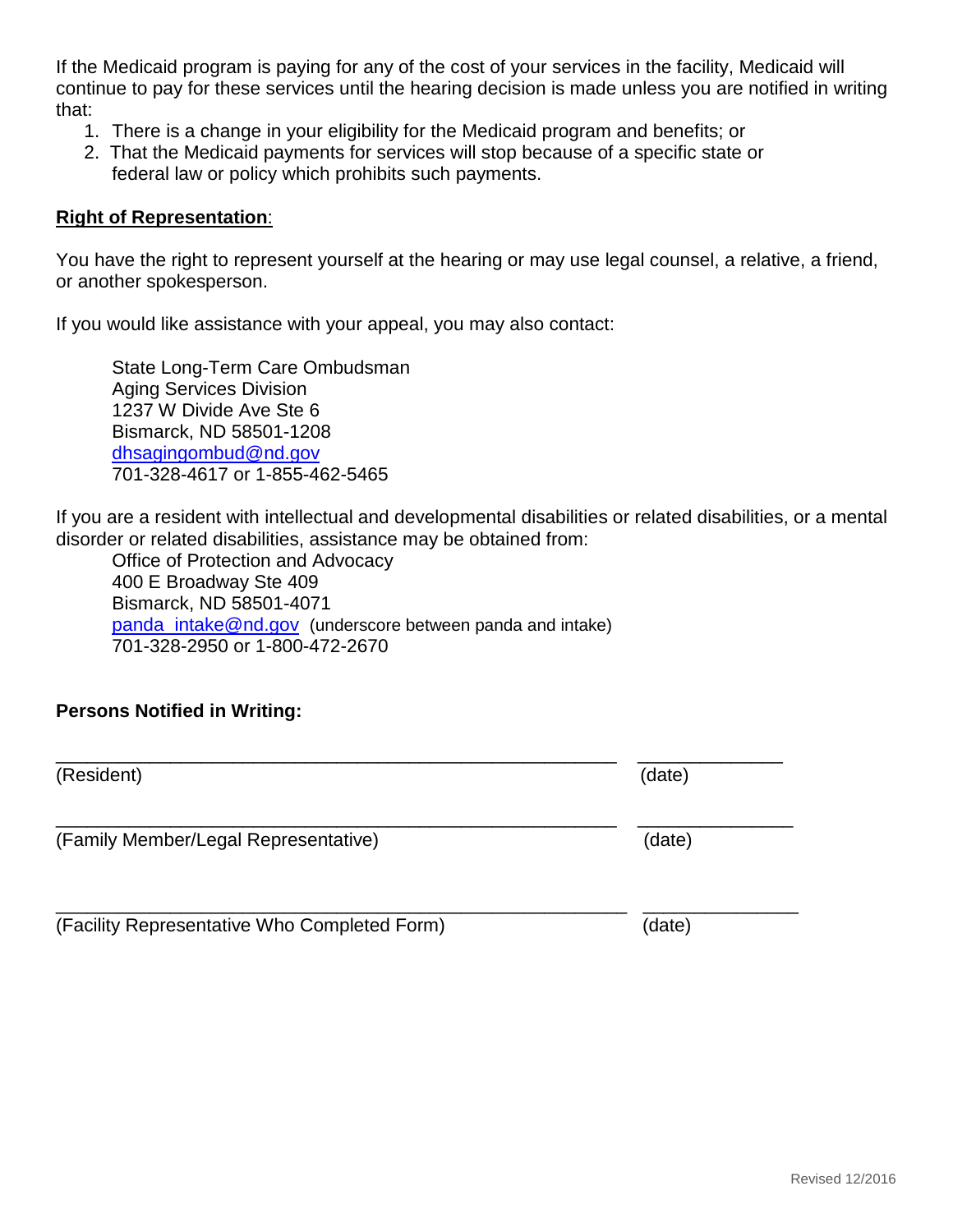If the Medicaid program is paying for any of the cost of your services in the facility, Medicaid will continue to pay for these services until the hearing decision is made unless you are notified in writing that:

1. There is a change in your eligibility for the Medicaid program and benefits; or
2. That the Medicaid payments for services will stop because of a specific state or federal law or policy which prohibits such payments.

**Right of Representation**:

You have the right to represent yourself at the hearing or may use legal counsel, a relative, a friend, or another spokesperson.

If you would like assistance with your appeal, you may also contact:

State Long-Term Care Ombudsman
Aging Services Division
1237 W Divide Ave Ste 6
Bismarck, ND 58501-1208
dhsagingombud@nd.gov
701-328-4617 or 1-855-462-5465

If you are a resident with intellectual and developmental disabilities or related disabilities, or a mental disorder or related disabilities, assistance may be obtained from:

Office of Protection and Advocacy
400 E Broadway Ste 409
Bismarck, ND 58501-4071
panda_intake@nd.gov (underscore between panda and intake)
701-328-2950 or 1-800-472-2670

**Persons Notified in Writing:**

_______________________________________________ _____________
(Resident) (date)

_______________________________________________ _____________
(Family Member/Legal Representative) (date)

_______________________________________________ _____________
(Facility Representative Who Completed Form) (date)

Revised 12/2016